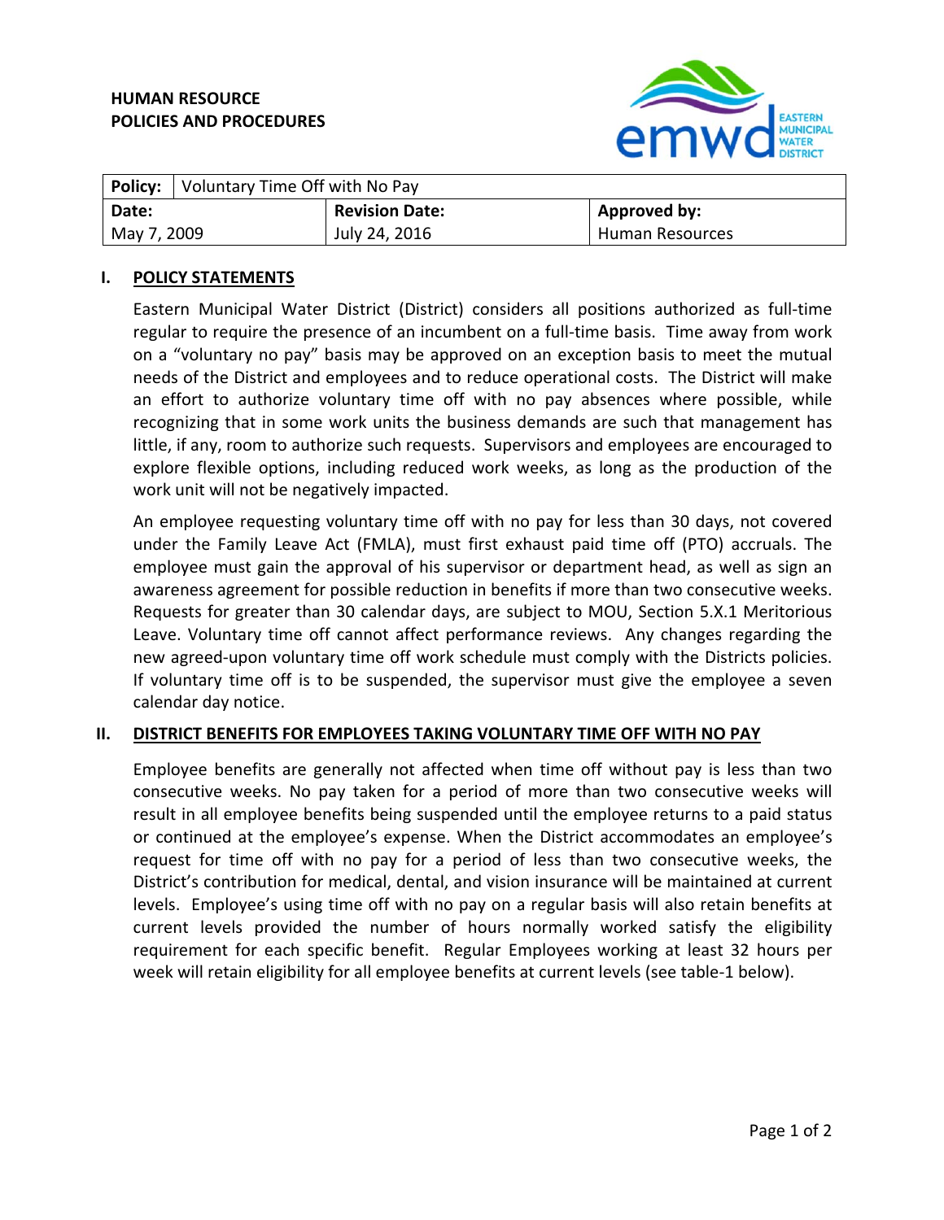**HUMAN RESOURCE**
**POLICIES AND PROCEDURES**

| **Policy:** | Voluntary Time Off with No Pay | |
|---|---|---|
| **Date:** | **Revision Date:** | **Approved by:** |
| May 7, 2009 | July 24, 2016 | Human Resources |

## I. POLICY STATEMENTS

Eastern Municipal Water District (District) considers all positions authorized as full-time regular to require the presence of an incumbent on a full-time basis. Time away from work on a "voluntary no pay" basis may be approved on an exception basis to meet the mutual needs of the District and employees and to reduce operational costs. The District will make an effort to authorize voluntary time off with no pay absences where possible, while recognizing that in some work units the business demands are such that management has little, if any, room to authorize such requests. Supervisors and employees are encouraged to explore flexible options, including reduced work weeks, as long as the production of the work unit will not be negatively impacted.

An employee requesting voluntary time off with no pay for less than 30 days, not covered under the Family Leave Act (FMLA), must first exhaust paid time off (PTO) accruals. The employee must gain the approval of his supervisor or department head, as well as sign an awareness agreement for possible reduction in benefits if more than two consecutive weeks. Requests for greater than 30 calendar days, are subject to MOU, Section 5.X.1 Meritorious Leave. Voluntary time off cannot affect performance reviews. Any changes regarding the new agreed-upon voluntary time off work schedule must comply with the Districts policies. If voluntary time off is to be suspended, the supervisor must give the employee a seven calendar day notice.

## II. DISTRICT BENEFITS FOR EMPLOYEES TAKING VOLUNTARY TIME OFF WITH NO PAY

Employee benefits are generally not affected when time off without pay is less than two consecutive weeks. No pay taken for a period of more than two consecutive weeks will result in all employee benefits being suspended until the employee returns to a paid status or continued at the employee's expense. When the District accommodates an employee's request for time off with no pay for a period of less than two consecutive weeks, the District's contribution for medical, dental, and vision insurance will be maintained at current levels. Employee's using time off with no pay on a regular basis will also retain benefits at current levels provided the number of hours normally worked satisfy the eligibility requirement for each specific benefit. Regular Employees working at least 32 hours per week will retain eligibility for all employee benefits at current levels (see table-1 below).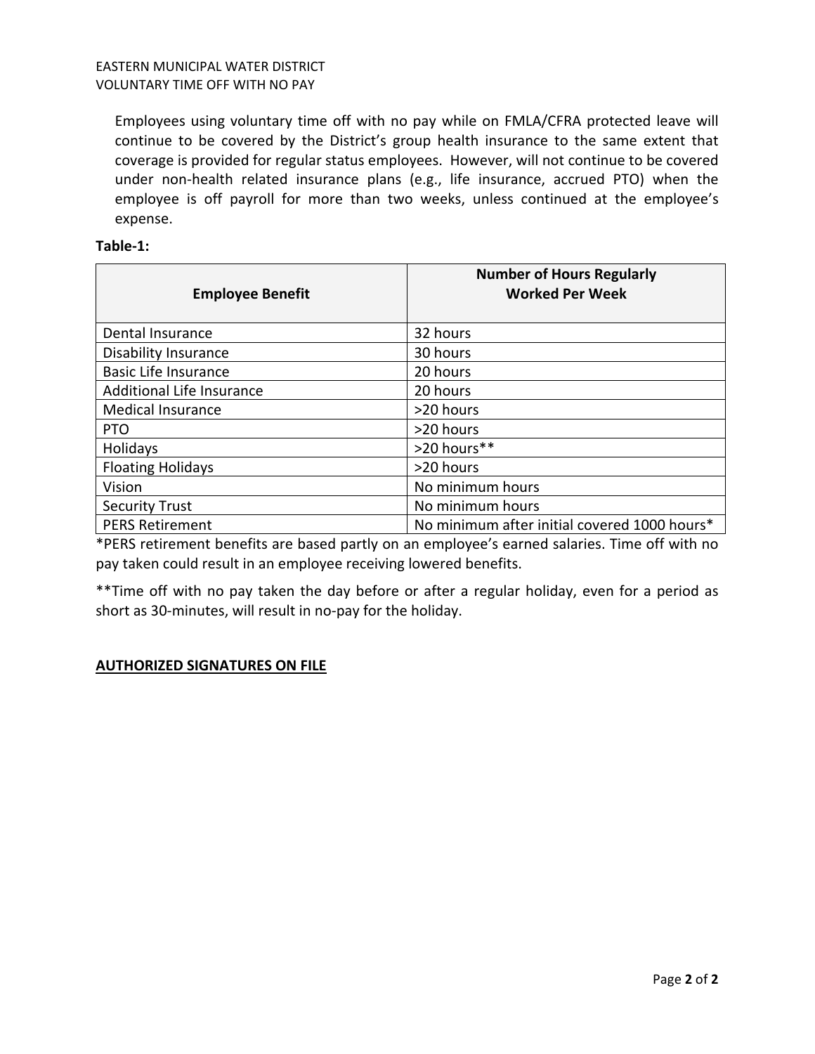Employees using voluntary time off with no pay while on FMLA/CFRA protected leave will continue to be covered by the District's group health insurance to the same extent that coverage is provided for regular status employees. However, will not continue to be covered under non-health related insurance plans (e.g., life insurance, accrued PTO) when the employee is off payroll for more than two weeks, unless continued at the employee's expense.

**Table-1:**

| Employee Benefit | Number of Hours Regularly Worked Per Week |
|---|---|
| Dental Insurance | 32 hours |
| Disability Insurance | 30 hours |
| Basic Life Insurance | 20 hours |
| Additional Life Insurance | 20 hours |
| Medical Insurance | >20 hours |
| PTO | >20 hours |
| Holidays | >20 hours** |
| Floating Holidays | >20 hours |
| Vision | No minimum hours |
| Security Trust | No minimum hours |
| PERS Retirement | No minimum after initial covered 1000 hours* |

*PERS retirement benefits are based partly on an employee's earned salaries. Time off with no pay taken could result in an employee receiving lowered benefits.

**Time off with no pay taken the day before or after a regular holiday, even for a period as short as 30-minutes, will result in no-pay for the holiday.

**AUTHORIZED SIGNATURES ON FILE**